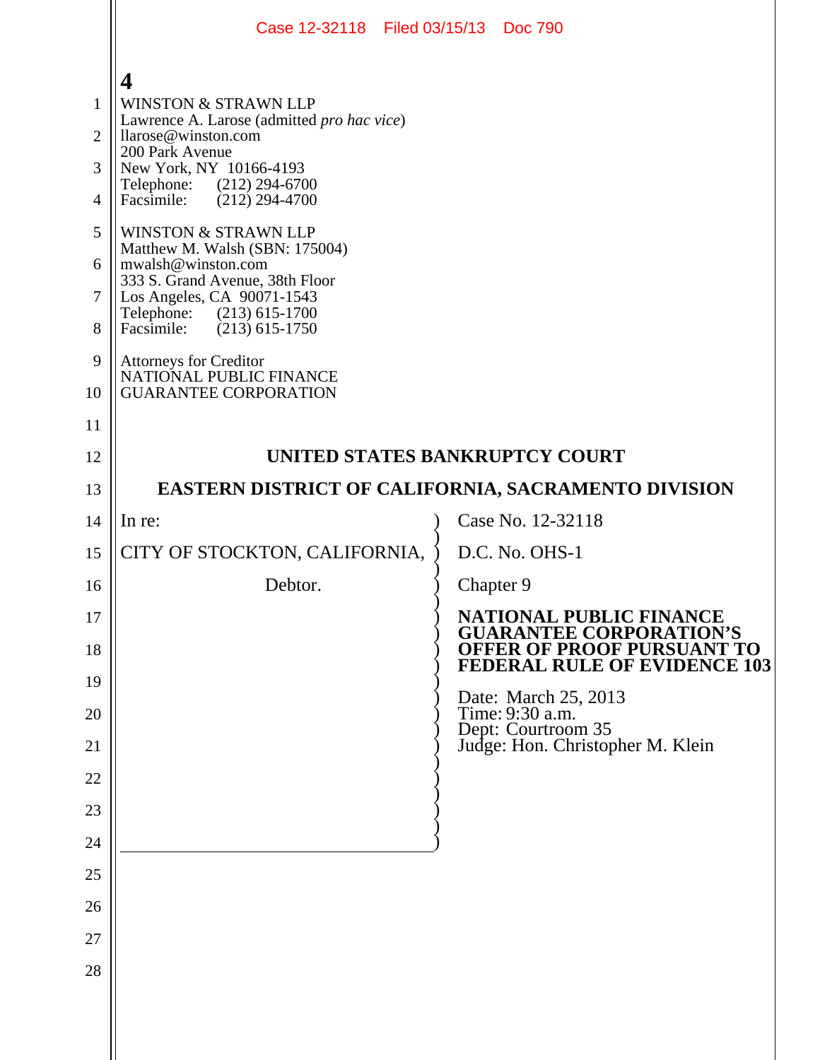WINSTON & STRAWN LLP
Lawrence A. Larose (admitted *pro hac vice*)
llarose@winston.com
200 Park Avenue
New York, NY 10166-4193
Telephone: (212) 294-6700
Facsimile: (212) 294-4700

WINSTON & STRAWN LLP
Matthew M. Walsh (SBN: 175004)
mwalsh@winston.com
333 S. Grand Avenue, 38th Floor
Los Angeles, CA 90071-1543
Telephone: (213) 615-1700
Facsimile: (213) 615-1750

Attorneys for Creditor
NATIONAL PUBLIC FINANCE
GUARANTEE CORPORATION

# UNITED STATES BANKRUPTCY COURT

# EASTERN DISTRICT OF CALIFORNIA, SACRAMENTO DIVISION

| | |
|---|---|
| In re:<br><br>CITY OF STOCKTON, CALIFORNIA,<br><br>Debtor. | Case No. 12-32118<br><br>D.C. No. OHS-1<br><br>Chapter 9<br><br>**NATIONAL PUBLIC FINANCE GUARANTEE CORPORATION'S OFFER OF PROOF PURSUANT TO FEDERAL RULE OF EVIDENCE 103**<br><br>Date: March 25, 2013<br>Time: 9:30 a.m.<br>Dept: Courtroom 35<br>Judge: Hon. Christopher M. Klein |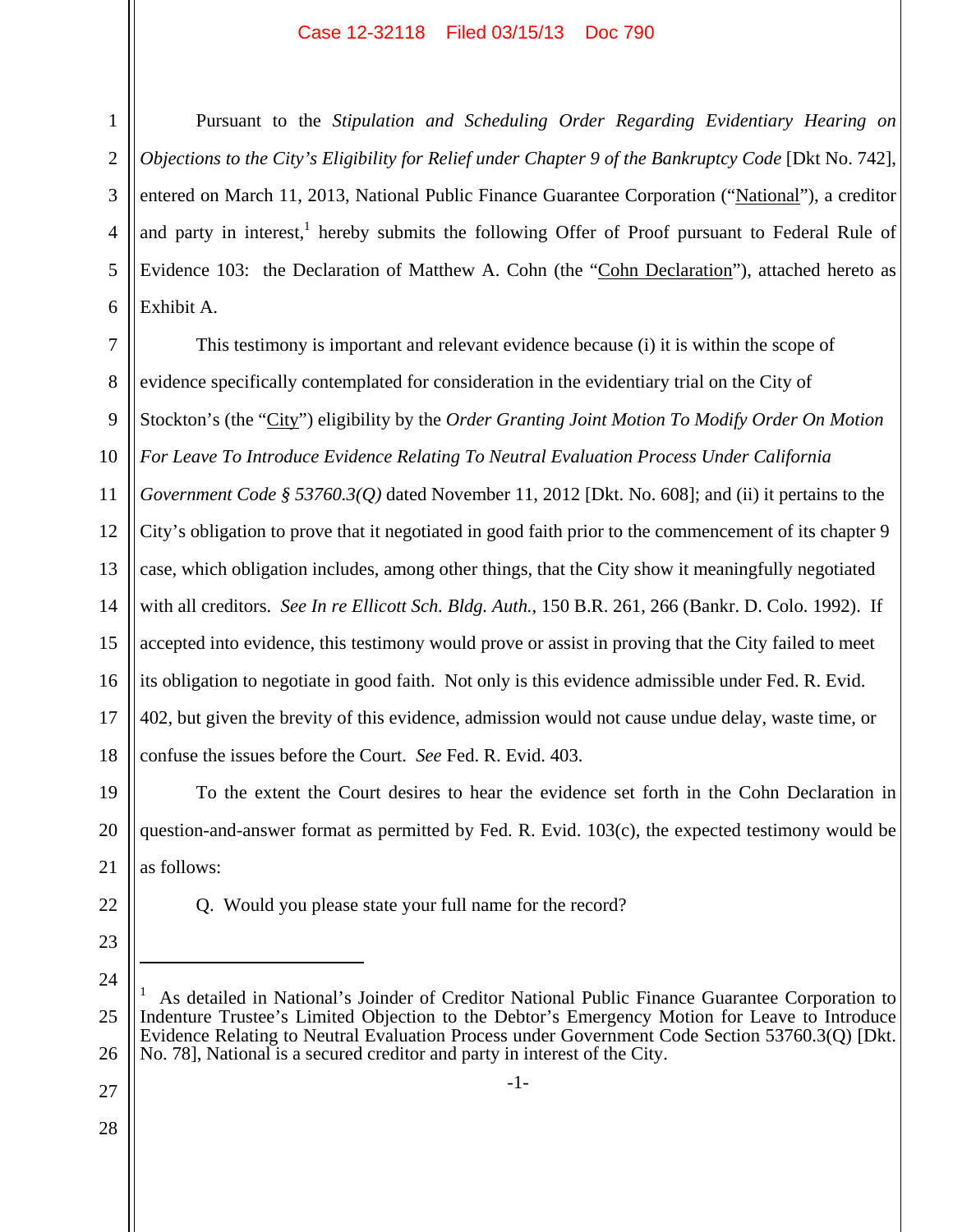Pursuant to the *Stipulation and Scheduling Order Regarding Evidentiary Hearing on Objections to the City's Eligibility for Relief under Chapter 9 of the Bankruptcy Code* [Dkt No. 742], entered on March 11, 2013, National Public Finance Guarantee Corporation ("National"), a creditor and party in interest,[1] hereby submits the following Offer of Proof pursuant to Federal Rule of Evidence 103: the Declaration of Matthew A. Cohn (the "Cohn Declaration"), attached hereto as Exhibit A.

This testimony is important and relevant evidence because (i) it is within the scope of evidence specifically contemplated for consideration in the evidentiary trial on the City of Stockton's (the "City") eligibility by the *Order Granting Joint Motion To Modify Order On Motion For Leave To Introduce Evidence Relating To Neutral Evaluation Process Under California Government Code § 53760.3(Q)* dated November 11, 2012 [Dkt. No. 608]; and (ii) it pertains to the City's obligation to prove that it negotiated in good faith prior to the commencement of its chapter 9 case, which obligation includes, among other things, that the City show it meaningfully negotiated with all creditors. *See In re Ellicott Sch. Bldg. Auth.*, 150 B.R. 261, 266 (Bankr. D. Colo. 1992). If accepted into evidence, this testimony would prove or assist in proving that the City failed to meet its obligation to negotiate in good faith. Not only is this evidence admissible under Fed. R. Evid. 402, but given the brevity of this evidence, admission would not cause undue delay, waste time, or confuse the issues before the Court. *See* Fed. R. Evid. 403.

To the extent the Court desires to hear the evidence set forth in the Cohn Declaration in question-and-answer format as permitted by Fed. R. Evid. 103(c), the expected testimony would be as follows:

Q. Would you please state your full name for the record?

---

[1] As detailed in National's Joinder of Creditor National Public Finance Guarantee Corporation to Indenture Trustee's Limited Objection to the Debtor's Emergency Motion for Leave to Introduce Evidence Relating to Neutral Evaluation Process under Government Code Section 53760.3(Q) [Dkt. No. 78], National is a secured creditor and party in interest of the City.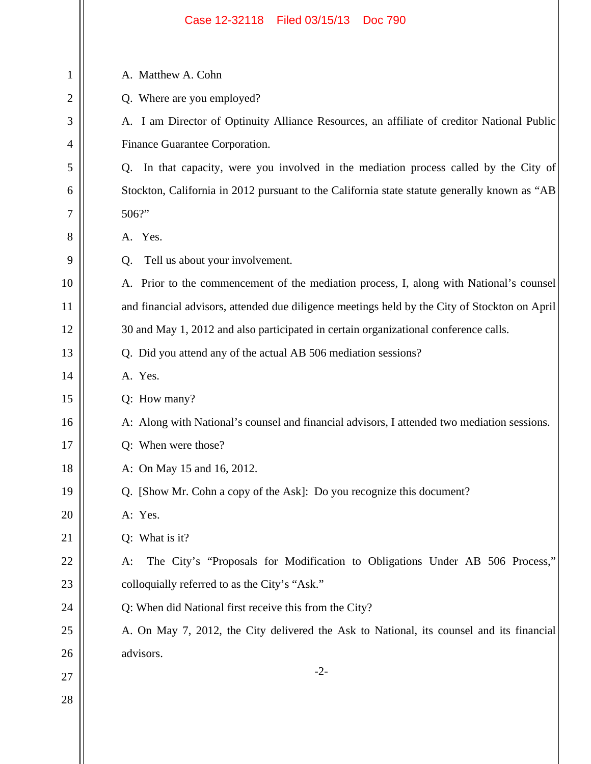A. Matthew A. Cohn

Q. Where are you employed?

A. I am Director of Optinuity Alliance Resources, an affiliate of creditor National Public Finance Guarantee Corporation.

Q. In that capacity, were you involved in the mediation process called by the City of Stockton, California in 2012 pursuant to the California state statute generally known as "AB 506?"

A. Yes.

Q. Tell us about your involvement.

A. Prior to the commencement of the mediation process, I, along with National's counsel and financial advisors, attended due diligence meetings held by the City of Stockton on April 30 and May 1, 2012 and also participated in certain organizational conference calls.

Q. Did you attend any of the actual AB 506 mediation sessions?

A. Yes.

Q: How many?

A: Along with National's counsel and financial advisors, I attended two mediation sessions.

Q: When were those?

A: On May 15 and 16, 2012.

Q. [Show Mr. Cohn a copy of the Ask]: Do you recognize this document?

A: Yes.

Q: What is it?

A: The City's "Proposals for Modification to Obligations Under AB 506 Process," colloquially referred to as the City's "Ask."

Q: When did National first receive this from the City?

A. On May 7, 2012, the City delivered the Ask to National, its counsel and its financial advisors.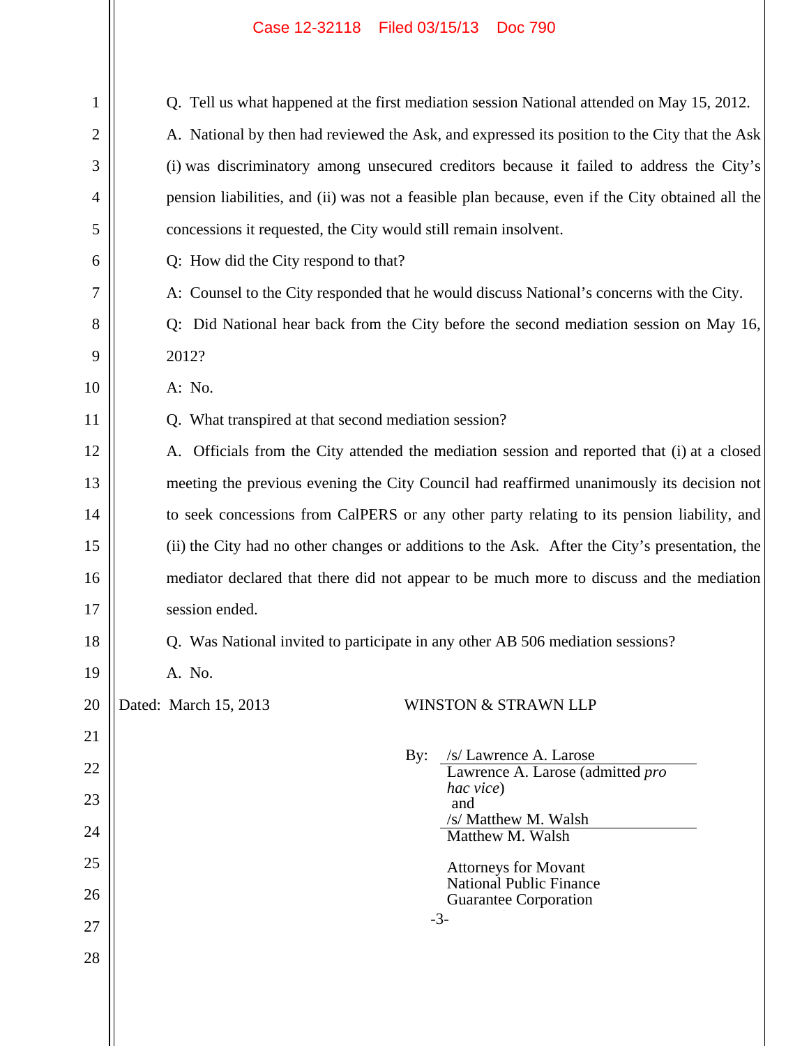Q. Tell us what happened at the first mediation session National attended on May 15, 2012.

A. National by then had reviewed the Ask, and expressed its position to the City that the Ask (i) was discriminatory among unsecured creditors because it failed to address the City's pension liabilities, and (ii) was not a feasible plan because, even if the City obtained all the concessions it requested, the City would still remain insolvent.

Q: How did the City respond to that?

A: Counsel to the City responded that he would discuss National's concerns with the City.

Q: Did National hear back from the City before the second mediation session on May 16, 2012?

A: No.

Q. What transpired at that second mediation session?

A. Officials from the City attended the mediation session and reported that (i) at a closed meeting the previous evening the City Council had reaffirmed unanimously its decision not to seek concessions from CalPERS or any other party relating to its pension liability, and (ii) the City had no other changes or additions to the Ask. After the City's presentation, the mediator declared that there did not appear to be much more to discuss and the mediation session ended.

Q. Was National invited to participate in any other AB 506 mediation sessions?

A. No.

Dated: March 15, 2013

WINSTON & STRAWN LLP

By: /s/ Lawrence A. Larose
Lawrence A. Larose (admitted *pro hac vice*)
and
/s/ Matthew M. Walsh
Matthew M. Walsh

Attorneys for Movant
National Public Finance
Guarantee Corporation